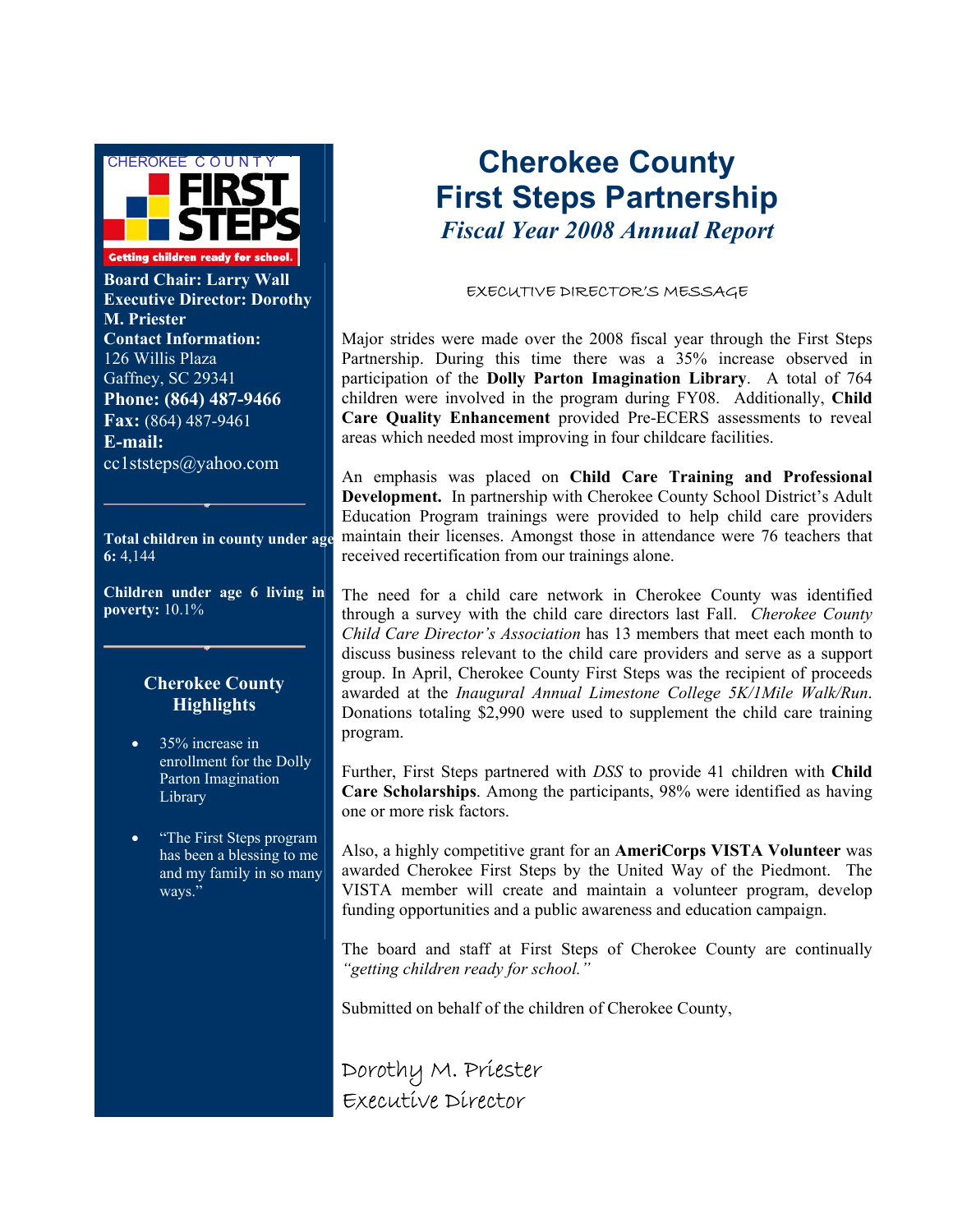# Cherokee County First Steps Partnership

## *Fiscal Year 2008 Annual Report*

CHEROKEE COUNTY FIRST STEPS

Getting children ready for school.

**Board Chair: Larry Wall**
**Executive Director: Dorothy M. Priester**
**Contact Information:**
126 Willis Plaza
Gaffney, SC 29341
**Phone: (864) 487-9466**
**Fax:** (864) 487-9461
**E-mail:**
cc1ststeps@yahoo.com

---

**Total children in county under age 6:** 4,144

**Children under age 6 living in poverty:** 10.1%

---

### Cherokee County Highlights

- 35% increase in enrollment for the Dolly Parton Imagination Library
- "The First Steps program has been a blessing to me and my family in so many ways."

### EXECUTIVE DIRECTOR'S MESSAGE

Major strides were made over the 2008 fiscal year through the First Steps Partnership. During this time there was a 35% increase observed in participation of the **Dolly Parton Imagination Library**. A total of 764 children were involved in the program during FY08. Additionally, **Child Care Quality Enhancement** provided Pre-ECERS assessments to reveal areas which needed most improving in four childcare facilities.

An emphasis was placed on **Child Care Training and Professional Development.** In partnership with Cherokee County School District's Adult Education Program trainings were provided to help child care providers maintain their licenses. Amongst those in attendance were 76 teachers that received recertification from our trainings alone.

The need for a child care network in Cherokee County was identified through a survey with the child care directors last Fall. *Cherokee County Child Care Director's Association* has 13 members that meet each month to discuss business relevant to the child care providers and serve as a support group. In April, Cherokee County First Steps was the recipient of proceeds awarded at the *Inaugural Annual Limestone College 5K/1Mile Walk/Run*. Donations totaling $2,990 were used to supplement the child care training program.

Further, First Steps partnered with *DSS* to provide 41 children with **Child Care Scholarships**. Among the participants, 98% were identified as having one or more risk factors.

Also, a highly competitive grant for an **AmeriCorps VISTA Volunteer** was awarded Cherokee First Steps by the United Way of the Piedmont. The VISTA member will create and maintain a volunteer program, develop funding opportunities and a public awareness and education campaign.

The board and staff at First Steps of Cherokee County are continually *"getting children ready for school."*

Submitted on behalf of the children of Cherokee County,

Dorothy M. Priester
Executive Director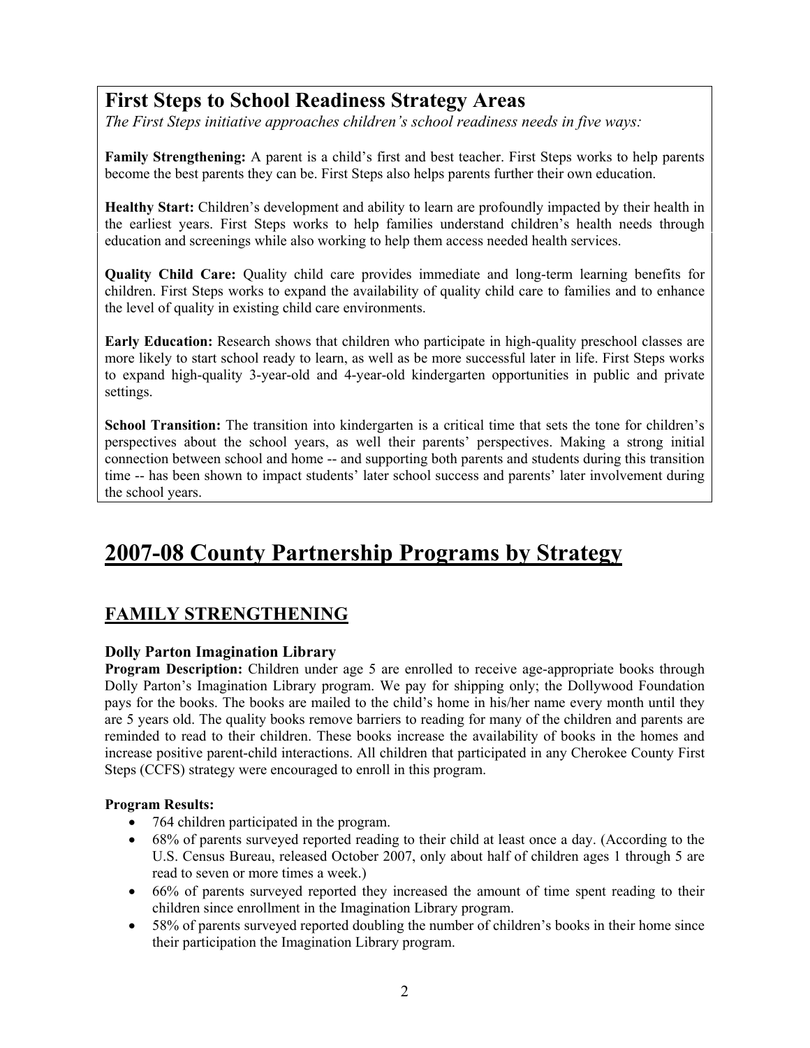## First Steps to School Readiness Strategy Areas

*The First Steps initiative approaches children's school readiness needs in five ways:*

**Family Strengthening:** A parent is a child's first and best teacher. First Steps works to help parents become the best parents they can be. First Steps also helps parents further their own education.

**Healthy Start:** Children's development and ability to learn are profoundly impacted by their health in the earliest years. First Steps works to help families understand children's health needs through education and screenings while also working to help them access needed health services.

**Quality Child Care:** Quality child care provides immediate and long-term learning benefits for children. First Steps works to expand the availability of quality child care to families and to enhance the level of quality in existing child care environments.

**Early Education:** Research shows that children who participate in high-quality preschool classes are more likely to start school ready to learn, as well as be more successful later in life. First Steps works to expand high-quality 3-year-old and 4-year-old kindergarten opportunities in public and private settings.

**School Transition:** The transition into kindergarten is a critical time that sets the tone for children's perspectives about the school years, as well their parents' perspectives. Making a strong initial connection between school and home -- and supporting both parents and students during this transition time -- has been shown to impact students' later school success and parents' later involvement during the school years.

# 2007-08 County Partnership Programs by Strategy

## FAMILY STRENGTHENING

### Dolly Parton Imagination Library

**Program Description:** Children under age 5 are enrolled to receive age-appropriate books through Dolly Parton's Imagination Library program. We pay for shipping only; the Dollywood Foundation pays for the books. The books are mailed to the child's home in his/her name every month until they are 5 years old. The quality books remove barriers to reading for many of the children and parents are reminded to read to their children. These books increase the availability of books in the homes and increase positive parent-child interactions. All children that participated in any Cherokee County First Steps (CCFS) strategy were encouraged to enroll in this program.

**Program Results:**

- 764 children participated in the program.
- 68% of parents surveyed reported reading to their child at least once a day. (According to the U.S. Census Bureau, released October 2007, only about half of children ages 1 through 5 are read to seven or more times a week.)
- 66% of parents surveyed reported they increased the amount of time spent reading to their children since enrollment in the Imagination Library program.
- 58% of parents surveyed reported doubling the number of children's books in their home since their participation the Imagination Library program.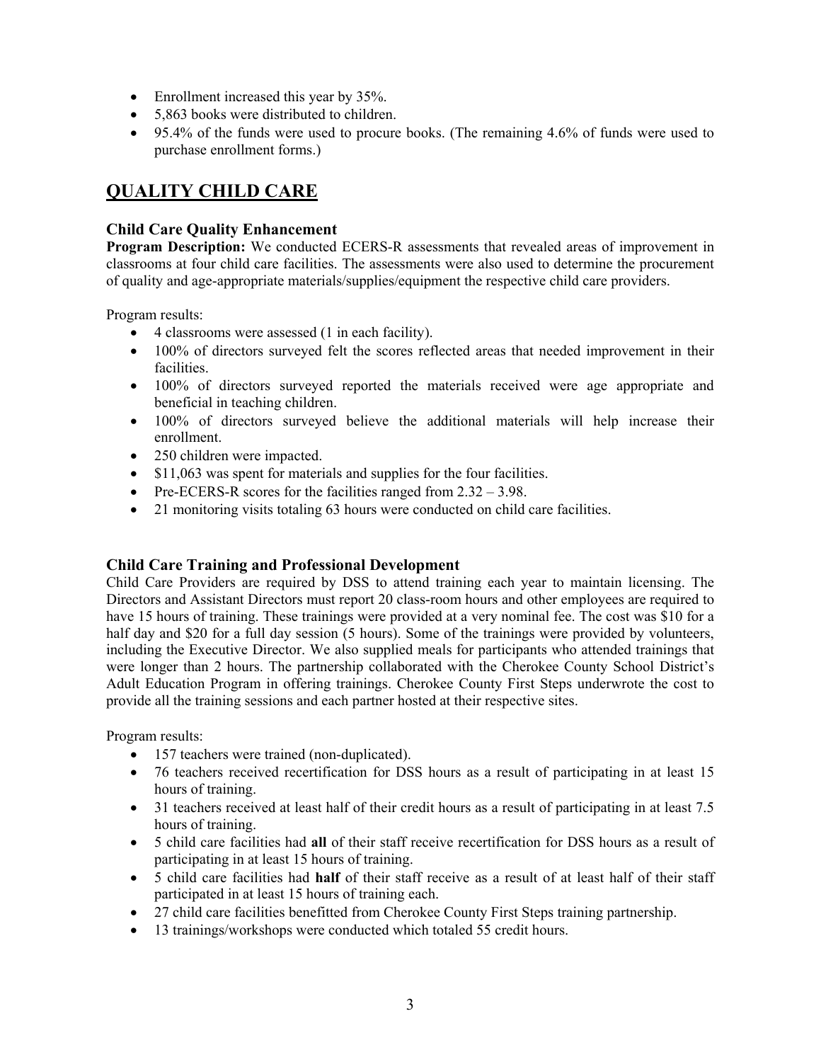- Enrollment increased this year by 35%.
- 5,863 books were distributed to children.
- 95.4% of the funds were used to procure books. (The remaining 4.6% of funds were used to purchase enrollment forms.)

## QUALITY CHILD CARE

### Child Care Quality Enhancement

**Program Description:** We conducted ECERS-R assessments that revealed areas of improvement in classrooms at four child care facilities. The assessments were also used to determine the procurement of quality and age-appropriate materials/supplies/equipment the respective child care providers.

Program results:

- 4 classrooms were assessed (1 in each facility).
- 100% of directors surveyed felt the scores reflected areas that needed improvement in their facilities.
- 100% of directors surveyed reported the materials received were age appropriate and beneficial in teaching children.
- 100% of directors surveyed believe the additional materials will help increase their enrollment.
- 250 children were impacted.
- $11,063 was spent for materials and supplies for the four facilities.
- Pre-ECERS-R scores for the facilities ranged from 2.32 – 3.98.
- 21 monitoring visits totaling 63 hours were conducted on child care facilities.

### Child Care Training and Professional Development

Child Care Providers are required by DSS to attend training each year to maintain licensing. The Directors and Assistant Directors must report 20 class-room hours and other employees are required to have 15 hours of training. These trainings were provided at a very nominal fee. The cost was $10 for a half day and $20 for a full day session (5 hours). Some of the trainings were provided by volunteers, including the Executive Director. We also supplied meals for participants who attended trainings that were longer than 2 hours. The partnership collaborated with the Cherokee County School District's Adult Education Program in offering trainings. Cherokee County First Steps underwrote the cost to provide all the training sessions and each partner hosted at their respective sites.

Program results:

- 157 teachers were trained (non-duplicated).
- 76 teachers received recertification for DSS hours as a result of participating in at least 15 hours of training.
- 31 teachers received at least half of their credit hours as a result of participating in at least 7.5 hours of training.
- 5 child care facilities had **all** of their staff receive recertification for DSS hours as a result of participating in at least 15 hours of training.
- 5 child care facilities had **half** of their staff receive as a result of at least half of their staff participated in at least 15 hours of training each.
- 27 child care facilities benefitted from Cherokee County First Steps training partnership.
- 13 trainings/workshops were conducted which totaled 55 credit hours.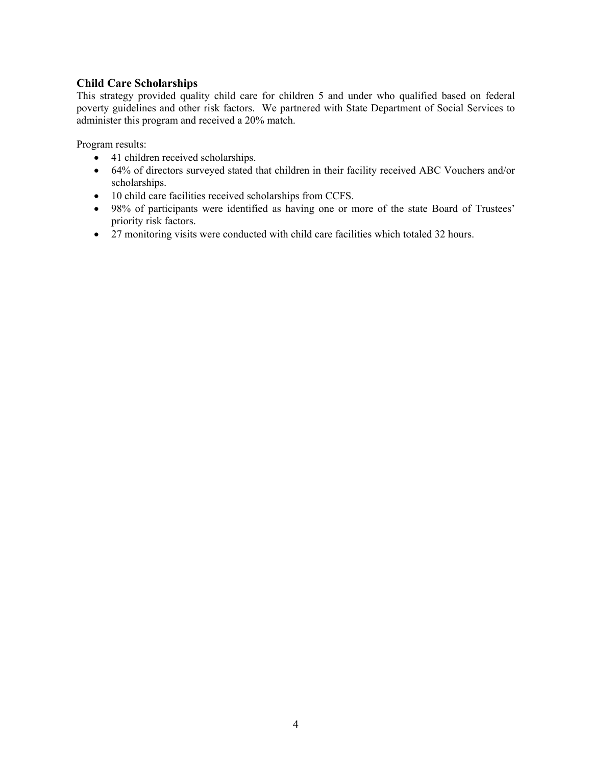## Child Care Scholarships

This strategy provided quality child care for children 5 and under who qualified based on federal poverty guidelines and other risk factors. We partnered with State Department of Social Services to administer this program and received a 20% match.

Program results:

- 41 children received scholarships.
- 64% of directors surveyed stated that children in their facility received ABC Vouchers and/or scholarships.
- 10 child care facilities received scholarships from CCFS.
- 98% of participants were identified as having one or more of the state Board of Trustees' priority risk factors.
- 27 monitoring visits were conducted with child care facilities which totaled 32 hours.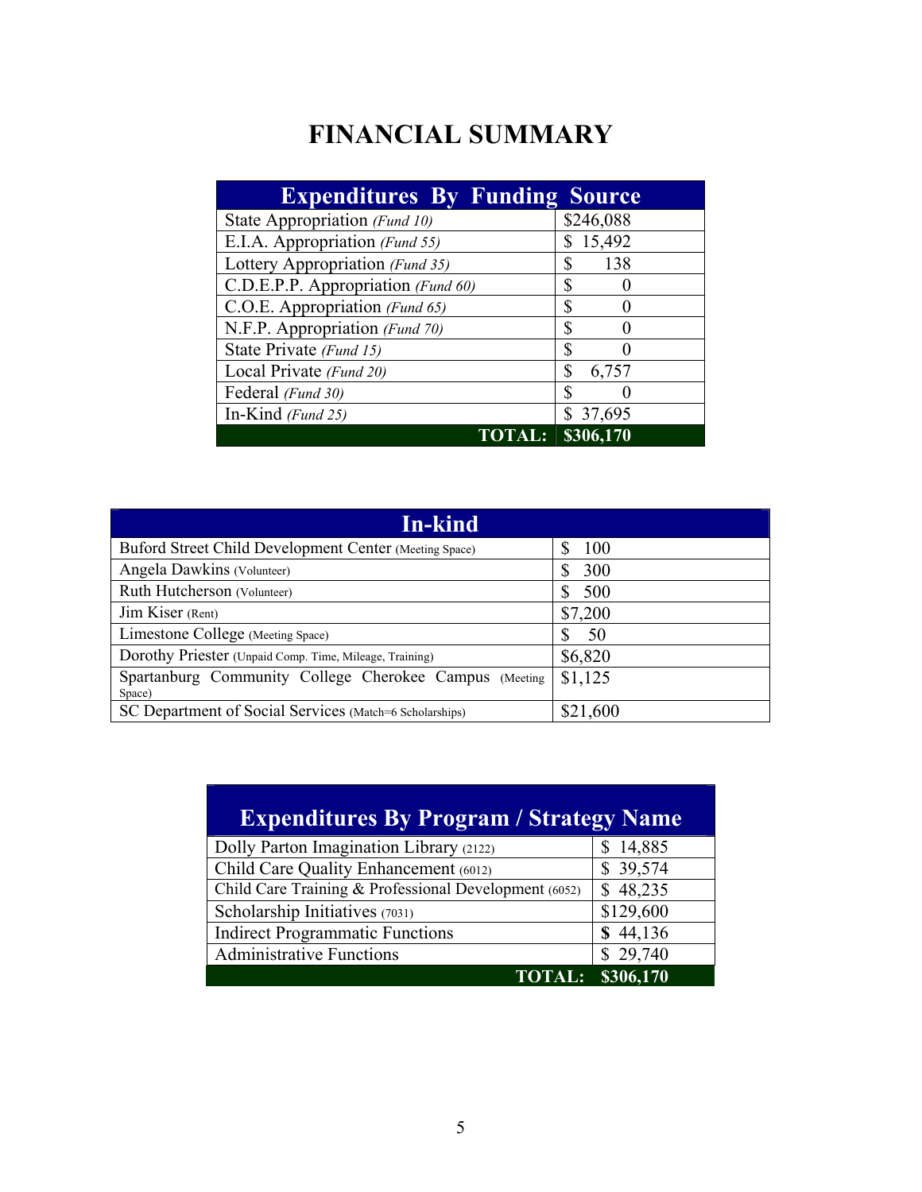# FINANCIAL SUMMARY

| Expenditures By Funding Source | |
|---|---|
| State Appropriation *(Fund 10)* | $246,088 |
| E.I.A. Appropriation *(Fund 55)* | $ 15,492 |
| Lottery Appropriation *(Fund 35)* | $ 138 |
| C.D.E.P.P. Appropriation *(Fund 60)* | $ 0 |
| C.O.E. Appropriation *(Fund 65)* | $ 0 |
| N.F.P. Appropriation *(Fund 70)* | $ 0 |
| State Private *(Fund 15)* | $ 0 |
| Local Private *(Fund 20)* | $ 6,757 |
| Federal *(Fund 30)* | $ 0 |
| In-Kind *(Fund 25)* | $ 37,695 |
| **TOTAL:** | **$306,170** |

| In-kind | |
|---|---|
| Buford Street Child Development Center (Meeting Space) | $ 100 |
| Angela Dawkins (Volunteer) | $ 300 |
| Ruth Hutcherson (Volunteer) | $ 500 |
| Jim Kiser (Rent) | $7,200 |
| Limestone College (Meeting Space) | $ 50 |
| Dorothy Priester (Unpaid Comp. Time, Mileage, Training) | $6,820 |
| Spartanburg Community College Cherokee Campus (Meeting Space) | $1,125 |
| SC Department of Social Services (Match=6 Scholarships) | $21,600 |

| Expenditures By Program / Strategy Name | |
|---|---|
| Dolly Parton Imagination Library (2122) | $ 14,885 |
| Child Care Quality Enhancement (6012) | $ 39,574 |
| Child Care Training & Professional Development (6052) | $ 48,235 |
| Scholarship Initiatives (7031) | $129,600 |
| Indirect Programmatic Functions | $ 44,136 |
| Administrative Functions | $ 29,740 |
| **TOTAL:** | **$306,170** |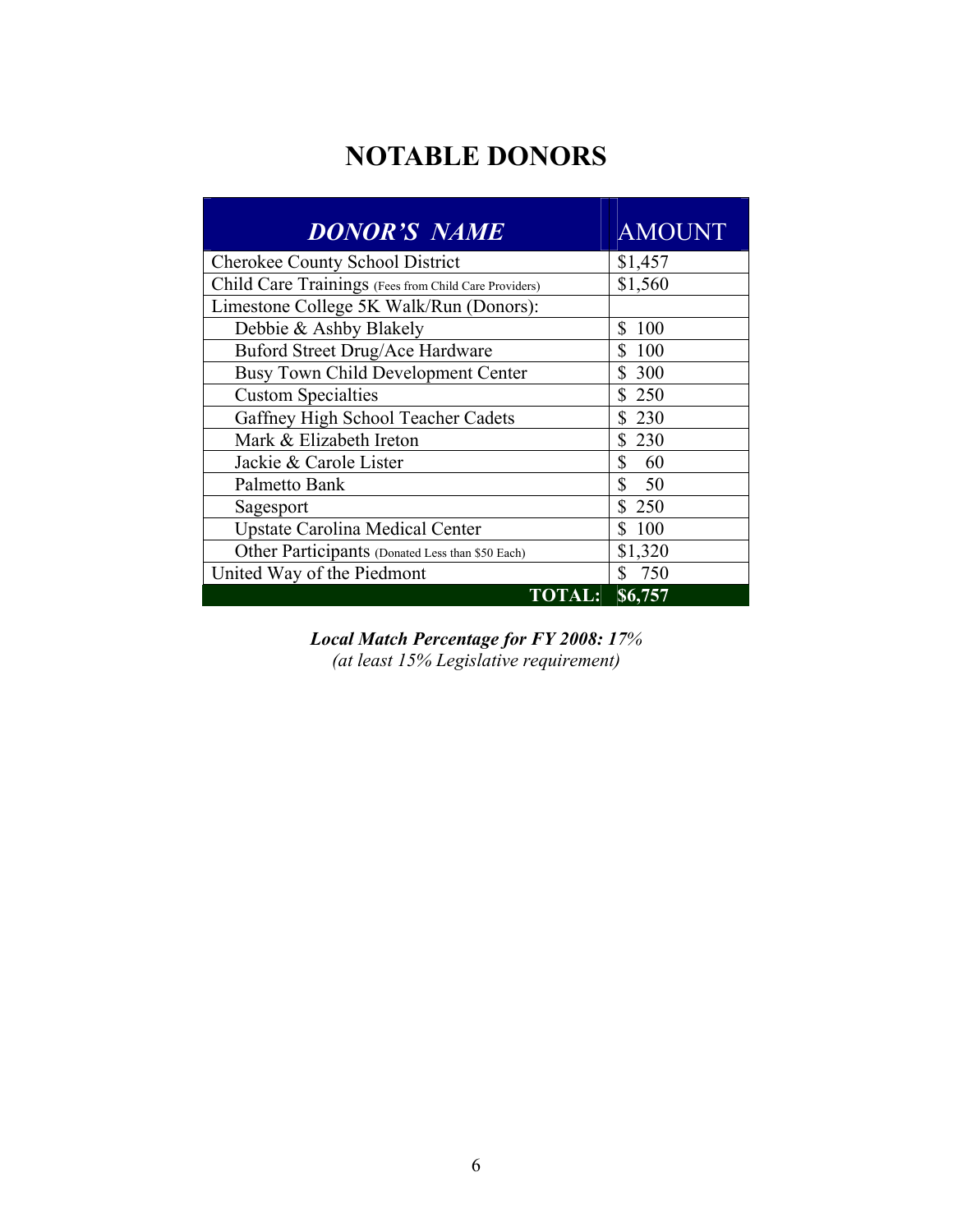# NOTABLE DONORS

| *DONOR'S NAME* | AMOUNT |
|---|---|
| Cherokee County School District | $1,457 |
| Child Care Trainings (Fees from Child Care Providers) | $1,560 |
| Limestone College 5K Walk/Run (Donors): | |
| Debbie & Ashby Blakely | $ 100 |
| Buford Street Drug/Ace Hardware | $ 100 |
| Busy Town Child Development Center | $ 300 |
| Custom Specialties | $ 250 |
| Gaffney High School Teacher Cadets | $ 230 |
| Mark & Elizabeth Ireton | $ 230 |
| Jackie & Carole Lister | $ 60 |
| Palmetto Bank | $ 50 |
| Sagesport | $ 250 |
| Upstate Carolina Medical Center | $ 100 |
| Other Participants (Donated Less than $50 Each) | $1,320 |
| United Way of the Piedmont | $ 750 |
| **TOTAL:** | **$6,757** |

***Local Match Percentage for FY 2008: 17%***
*(at least 15% Legislative requirement)*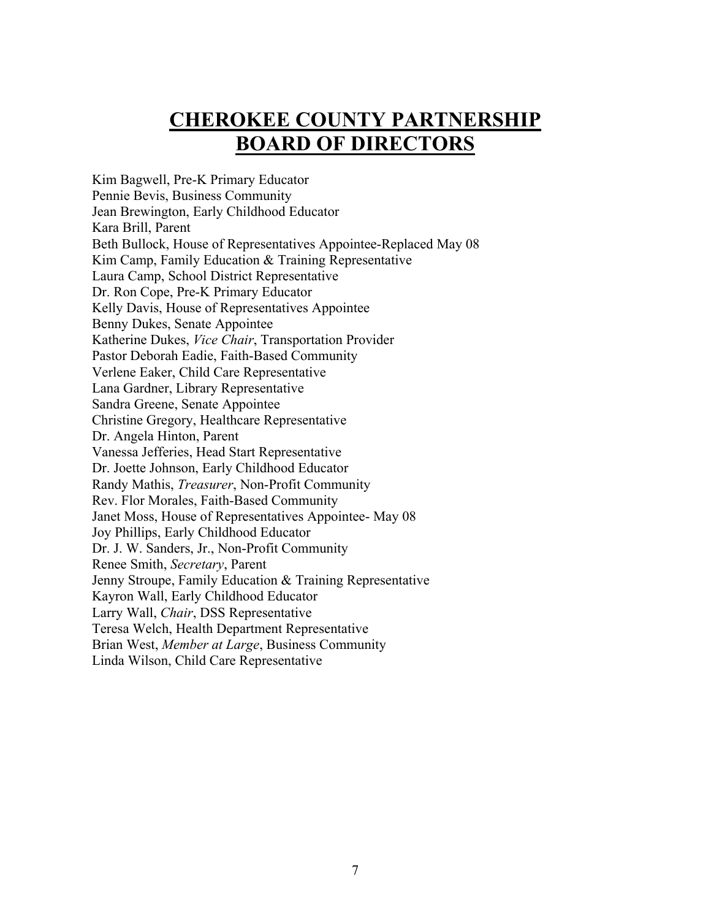# CHEROKEE COUNTY PARTNERSHIP BOARD OF DIRECTORS

Kim Bagwell, Pre-K Primary Educator
Pennie Bevis, Business Community
Jean Brewington, Early Childhood Educator
Kara Brill, Parent
Beth Bullock, House of Representatives Appointee-Replaced May 08
Kim Camp, Family Education & Training Representative
Laura Camp, School District Representative
Dr. Ron Cope, Pre-K Primary Educator
Kelly Davis, House of Representatives Appointee
Benny Dukes, Senate Appointee
Katherine Dukes, *Vice Chair*, Transportation Provider
Pastor Deborah Eadie, Faith-Based Community
Verlene Eaker, Child Care Representative
Lana Gardner, Library Representative
Sandra Greene, Senate Appointee
Christine Gregory, Healthcare Representative
Dr. Angela Hinton, Parent
Vanessa Jefferies, Head Start Representative
Dr. Joette Johnson, Early Childhood Educator
Randy Mathis, *Treasurer*, Non-Profit Community
Rev. Flor Morales, Faith-Based Community
Janet Moss, House of Representatives Appointee- May 08
Joy Phillips, Early Childhood Educator
Dr. J. W. Sanders, Jr., Non-Profit Community
Renee Smith, *Secretary*, Parent
Jenny Stroupe, Family Education & Training Representative
Kayron Wall, Early Childhood Educator
Larry Wall, *Chair*, DSS Representative
Teresa Welch, Health Department Representative
Brian West, *Member at Large*, Business Community
Linda Wilson, Child Care Representative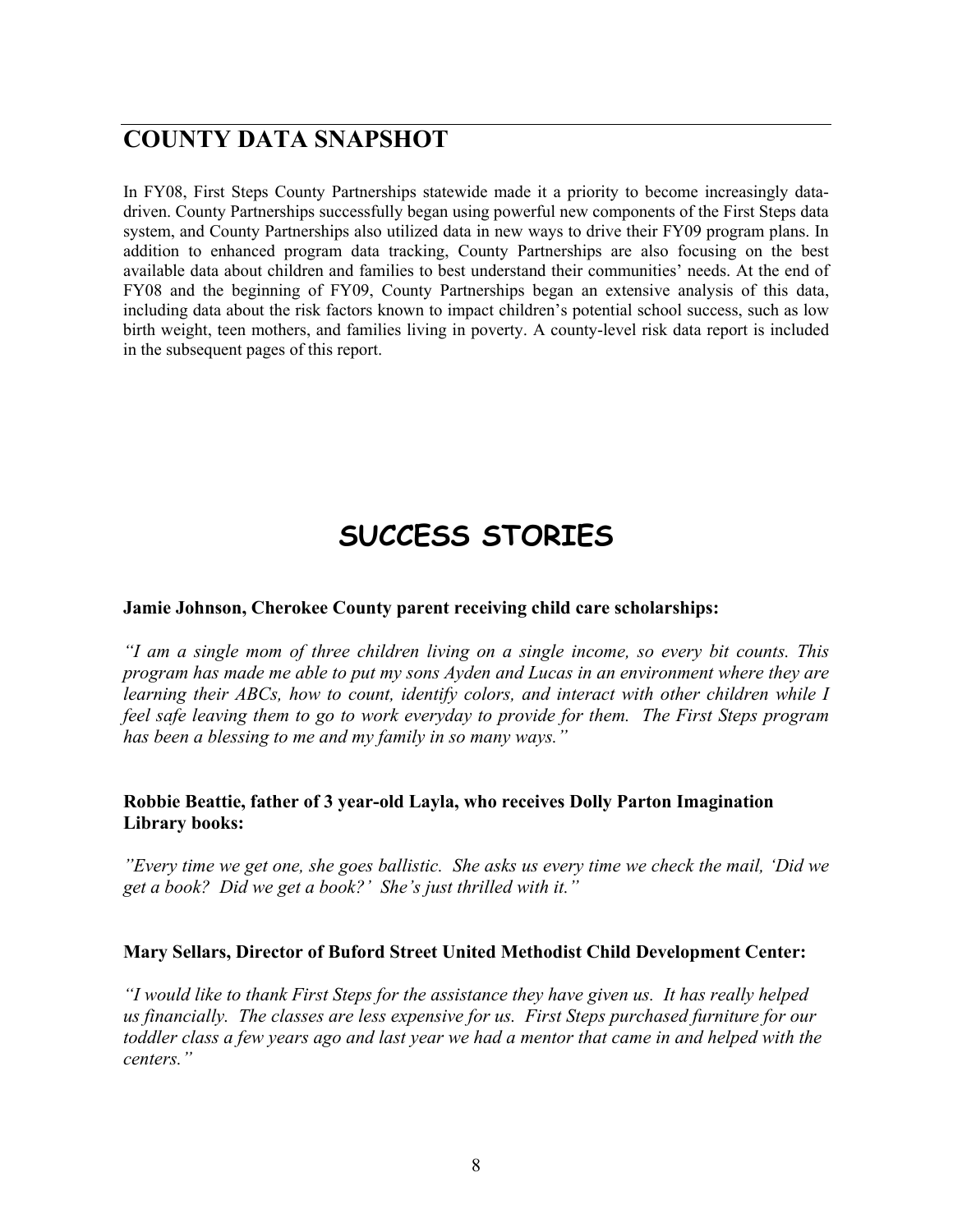## COUNTY DATA SNAPSHOT

In FY08, First Steps County Partnerships statewide made it a priority to become increasingly data-driven. County Partnerships successfully began using powerful new components of the First Steps data system, and County Partnerships also utilized data in new ways to drive their FY09 program plans. In addition to enhanced program data tracking, County Partnerships are also focusing on the best available data about children and families to best understand their communities' needs. At the end of FY08 and the beginning of FY09, County Partnerships began an extensive analysis of this data, including data about the risk factors known to impact children's potential school success, such as low birth weight, teen mothers, and families living in poverty. A county-level risk data report is included in the subsequent pages of this report.

# SUCCESS STORIES

**Jamie Johnson, Cherokee County parent receiving child care scholarships:**

*"I am a single mom of three children living on a single income, so every bit counts. This program has made me able to put my sons Ayden and Lucas in an environment where they are learning their ABCs, how to count, identify colors, and interact with other children while I feel safe leaving them to go to work everyday to provide for them. The First Steps program has been a blessing to me and my family in so many ways."*

**Robbie Beattie, father of 3 year-old Layla, who receives Dolly Parton Imagination Library books:**

*"Every time we get one, she goes ballistic. She asks us every time we check the mail, 'Did we get a book? Did we get a book?' She's just thrilled with it."*

**Mary Sellars, Director of Buford Street United Methodist Child Development Center:**

*"I would like to thank First Steps for the assistance they have given us. It has really helped us financially. The classes are less expensive for us. First Steps purchased furniture for our toddler class a few years ago and last year we had a mentor that came in and helped with the centers."*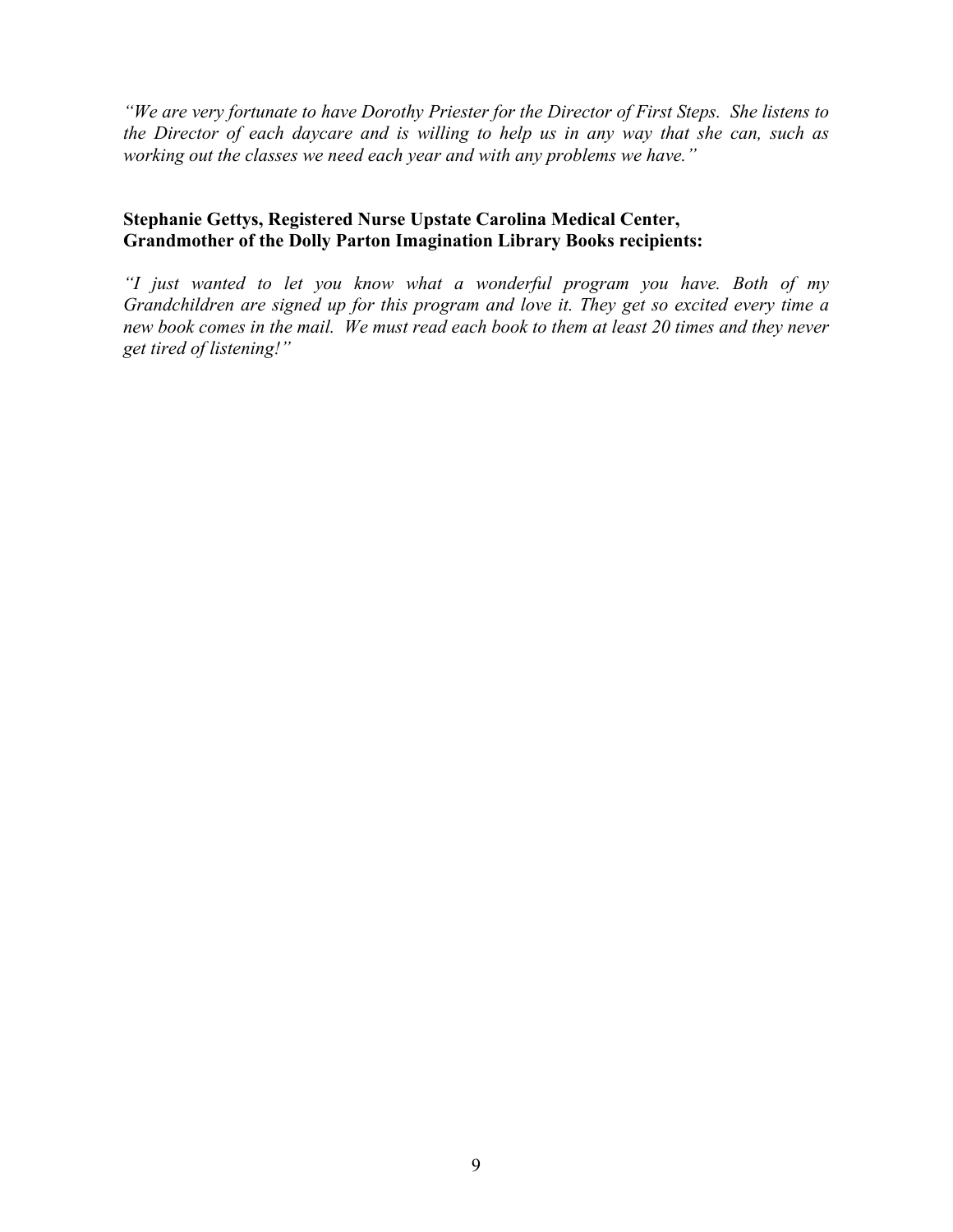*"We are very fortunate to have Dorothy Priester for the Director of First Steps. She listens to the Director of each daycare and is willing to help us in any way that she can, such as working out the classes we need each year and with any problems we have."*

**Stephanie Gettys, Registered Nurse Upstate Carolina Medical Center, Grandmother of the Dolly Parton Imagination Library Books recipients:**

*"I just wanted to let you know what a wonderful program you have. Both of my Grandchildren are signed up for this program and love it. They get so excited every time a new book comes in the mail. We must read each book to them at least 20 times and they never get tired of listening!"*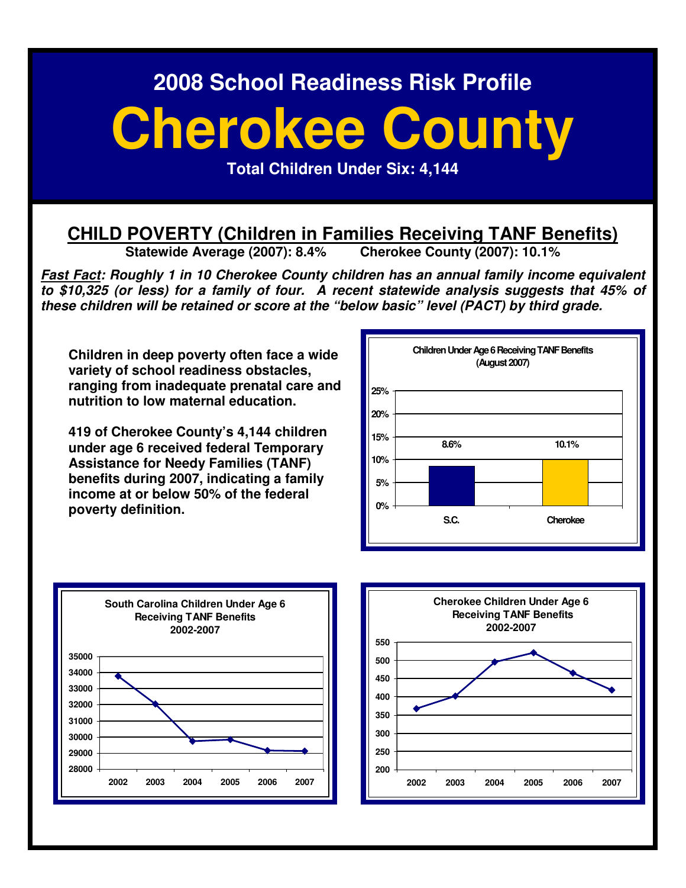# 2008 School Readiness Risk Profile

# Cherokee County

**Total Children Under Six: 4,144**

## CHILD POVERTY (Children in Families Receiving TANF Benefits)

**Statewide Average (2007): 8.4%** **Cherokee County (2007): 10.1%**

***Fast Fact*: *Roughly 1 in 10 Cherokee County children has an annual family income equivalent to $10,325 (or less) for a family of four. A recent statewide analysis suggests that 45% of these children will be retained or score at the "below basic" level (PACT) by third grade.***

**Children in deep poverty often face a wide variety of school readiness obstacles, ranging from inadequate prenatal care and nutrition to low maternal education.**

**419 of Cherokee County's 4,144 children under age 6 received federal Temporary Assistance for Needy Families (TANF) benefits during 2007, indicating a family income at or below 50% of the federal poverty definition.**

**Children Under Age 6 Receiving TANF Benefits (August 2007)**

| | S.C. | Cherokee |
|---|---|---|
| Percent | 8.6% | 10.1% |

**South Carolina Children Under Age 6 Receiving TANF Benefits 2002-2007**

**Cherokee Children Under Age 6 Receiving TANF Benefits 2002-2007**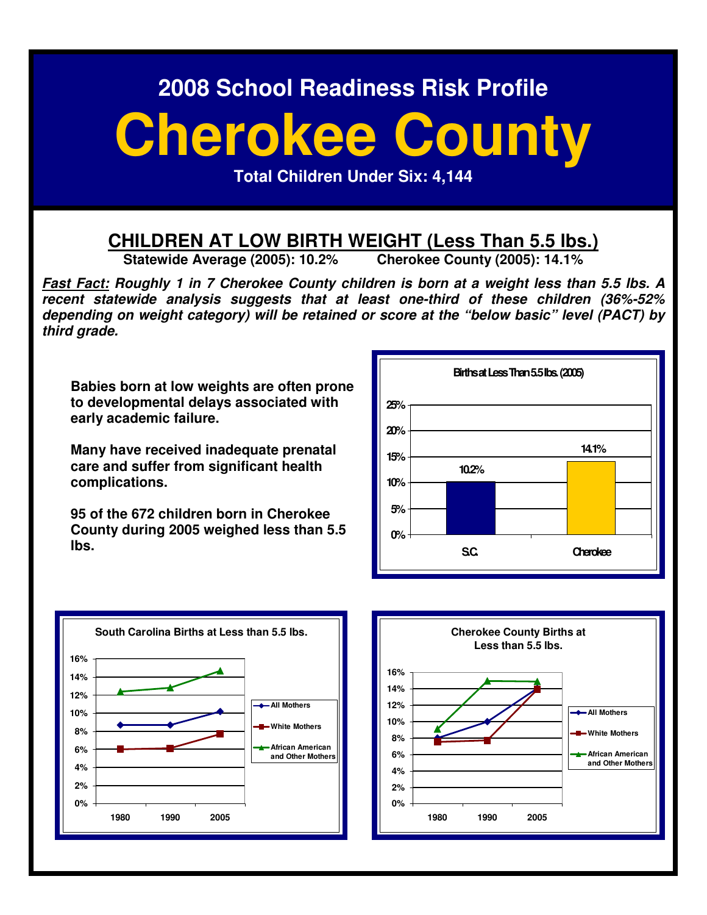# 2008 School Readiness Risk Profile

# Cherokee County

**Total Children Under Six: 4,144**

## CHILDREN AT LOW BIRTH WEIGHT (Less Than 5.5 lbs.)

**Statewide Average (2005): 10.2%     Cherokee County (2005): 14.1%**

***Fast Fact:* Roughly 1 in 7 Cherokee County children is born at a weight less than 5.5 lbs. A recent statewide analysis suggests that at least one-third of these children (36%-52% depending on weight category) will be retained or score at the "below basic" level (PACT) by third grade.**

**Babies born at low weights are often prone to developmental delays associated with early academic failure.**

**Many have received inadequate prenatal care and suffer from significant health complications.**

**95 of the 672 children born in Cherokee County during 2005 weighed less than 5.5 lbs.**

**Births at Less Than 5.5 lbs. (2005)**

| | Percent |
|---|---|
| S.C. | 10.2% |
| Cherokee | 14.1% |

**South Carolina Births at Less than 5.5 lbs.**

| | 1980 | 1990 | 2005 |
|---|---|---|---|
| All Mothers | ~8.7% | ~8.7% | ~10.2% |
| White Mothers | ~6.0% | ~6.1% | ~7.7% |
| African American and Other Mothers | ~12.4% | ~12.8% | ~14.7% |

**Cherokee County Births at Less than 5.5 lbs.**

| | 1980 | 1990 | 2005 |
|---|---|---|---|
| All Mothers | ~8.1% | ~10.0% | ~14.1% |
| White Mothers | ~7.6% | ~7.8% | ~13.9% |
| African American and Other Mothers | ~9.2% | ~15.0% | ~14.9% |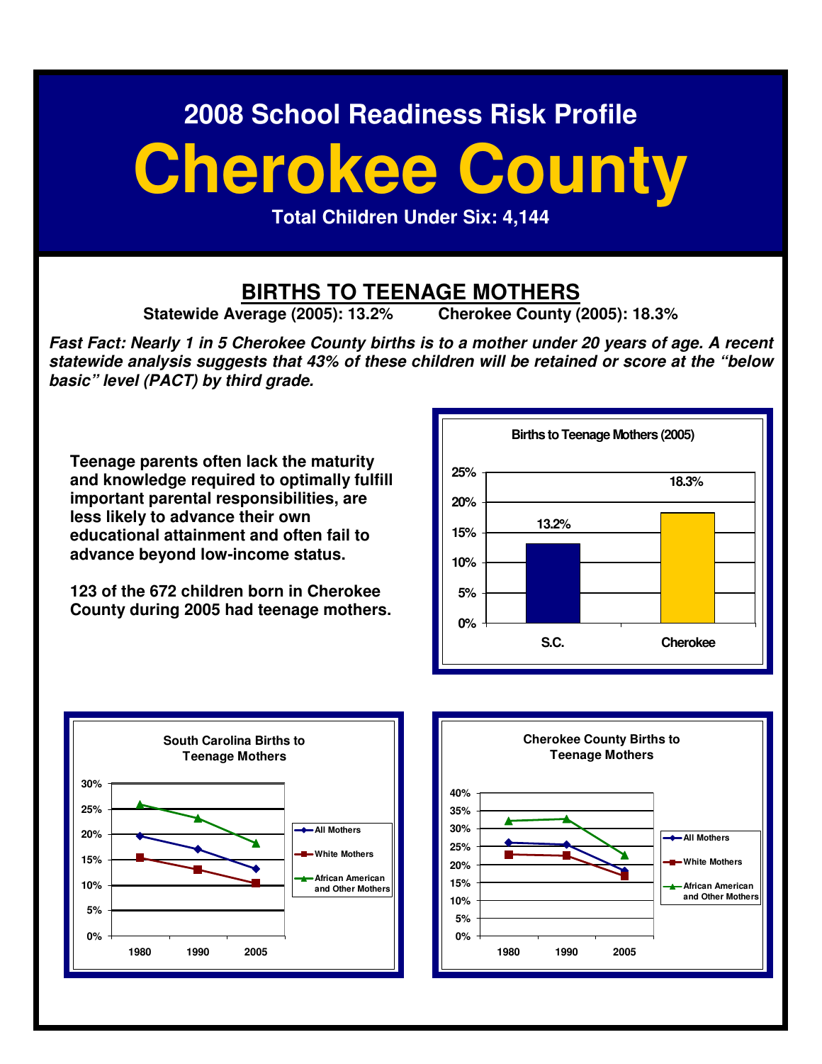# 2008 School Readiness Risk Profile

# Cherokee County

**Total Children Under Six: 4,144**

## BIRTHS TO TEENAGE MOTHERS

**Statewide Average (2005): 13.2%** **Cherokee County (2005): 18.3%**

***Fast Fact: Nearly 1 in 5 Cherokee County births is to a mother under 20 years of age. A recent statewide analysis suggests that 43% of these children will be retained or score at the "below basic" level (PACT) by third grade.***

**Teenage parents often lack the maturity and knowledge required to optimally fulfill important parental responsibilities, are less likely to advance their own educational attainment and often fail to advance beyond low-income status.**

**123 of the 672 children born in Cherokee County during 2005 had teenage mothers.**

**Births to Teenage Mothers (2005)**

| | S.C. | Cherokee |
|---|---|---|
| Births to Teenage Mothers | 13.2% | 18.3% |

**South Carolina Births to Teenage Mothers**

(Line chart: All Mothers, White Mothers, African American and Other Mothers; 1980, 1990, 2005)

**Cherokee County Births to Teenage Mothers**

(Line chart: All Mothers, White Mothers, African American and Other Mothers; 1980, 1990, 2005)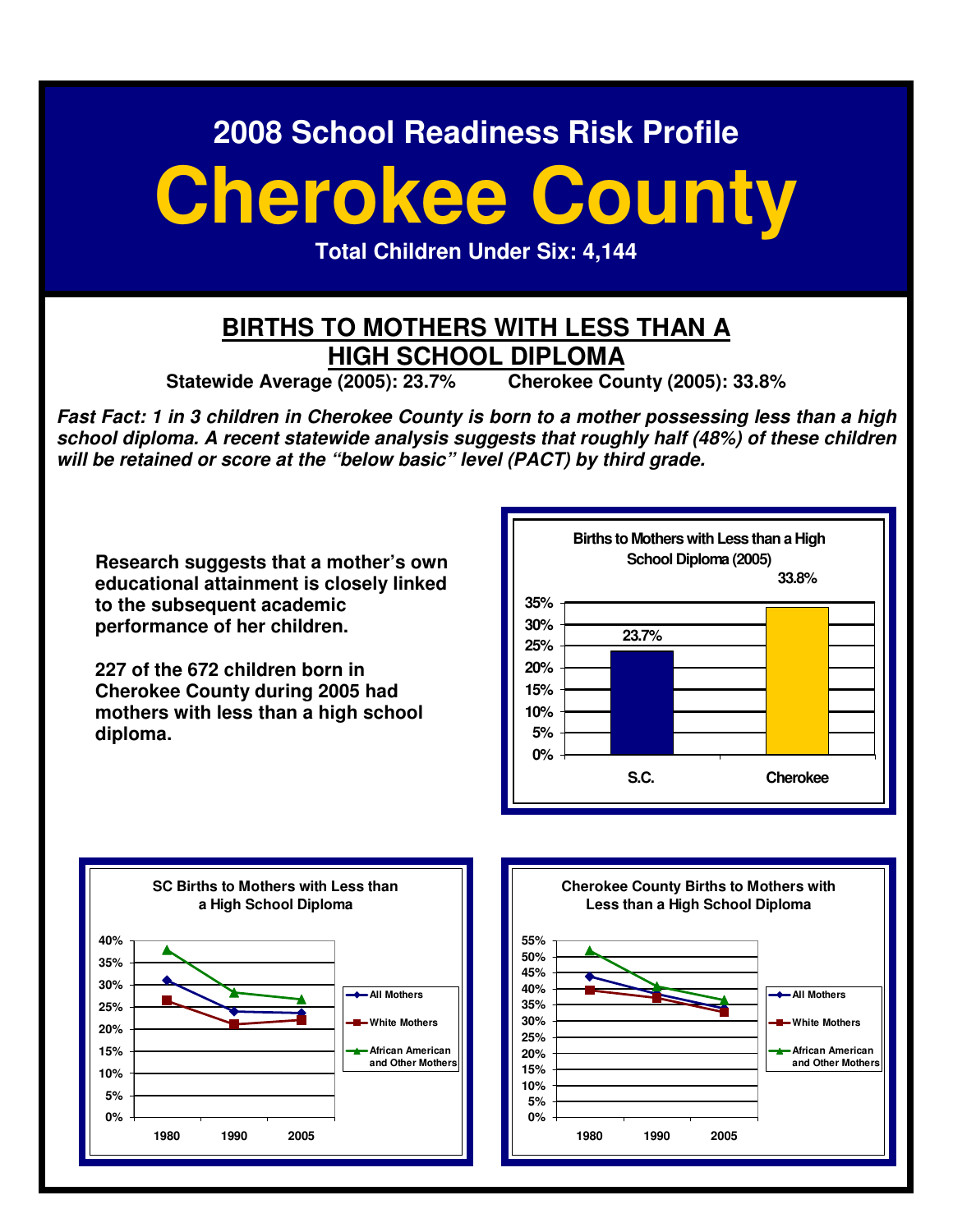# 2008 School Readiness Risk Profile

# Cherokee County

**Total Children Under Six: 4,144**

## BIRTHS TO MOTHERS WITH LESS THAN A HIGH SCHOOL DIPLOMA

**Statewide Average (2005): 23.7%** **Cherokee County (2005): 33.8%**

***Fast Fact: 1 in 3 children in Cherokee County is born to a mother possessing less than a high school diploma. A recent statewide analysis suggests that roughly half (48%) of these children will be retained or score at the "below basic" level (PACT) by third grade.***

**Research suggests that a mother's own educational attainment is closely linked to the subsequent academic performance of her children.**

**227 of the 672 children born in Cherokee County during 2005 had mothers with less than a high school diploma.**

**Births to Mothers with Less than a High School Diploma (2005)**

| | Percent |
|---|---|
| S.C. | 23.7% |
| Cherokee | 33.8% |

**SC Births to Mothers with Less than a High School Diploma**

(Line chart, 1980, 1990, 2005; series: All Mothers, White Mothers, African American and Other Mothers)

**Cherokee County Births to Mothers with Less than a High School Diploma**

(Line chart, 1980, 1990, 2005; series: All Mothers, White Mothers, African American and Other Mothers)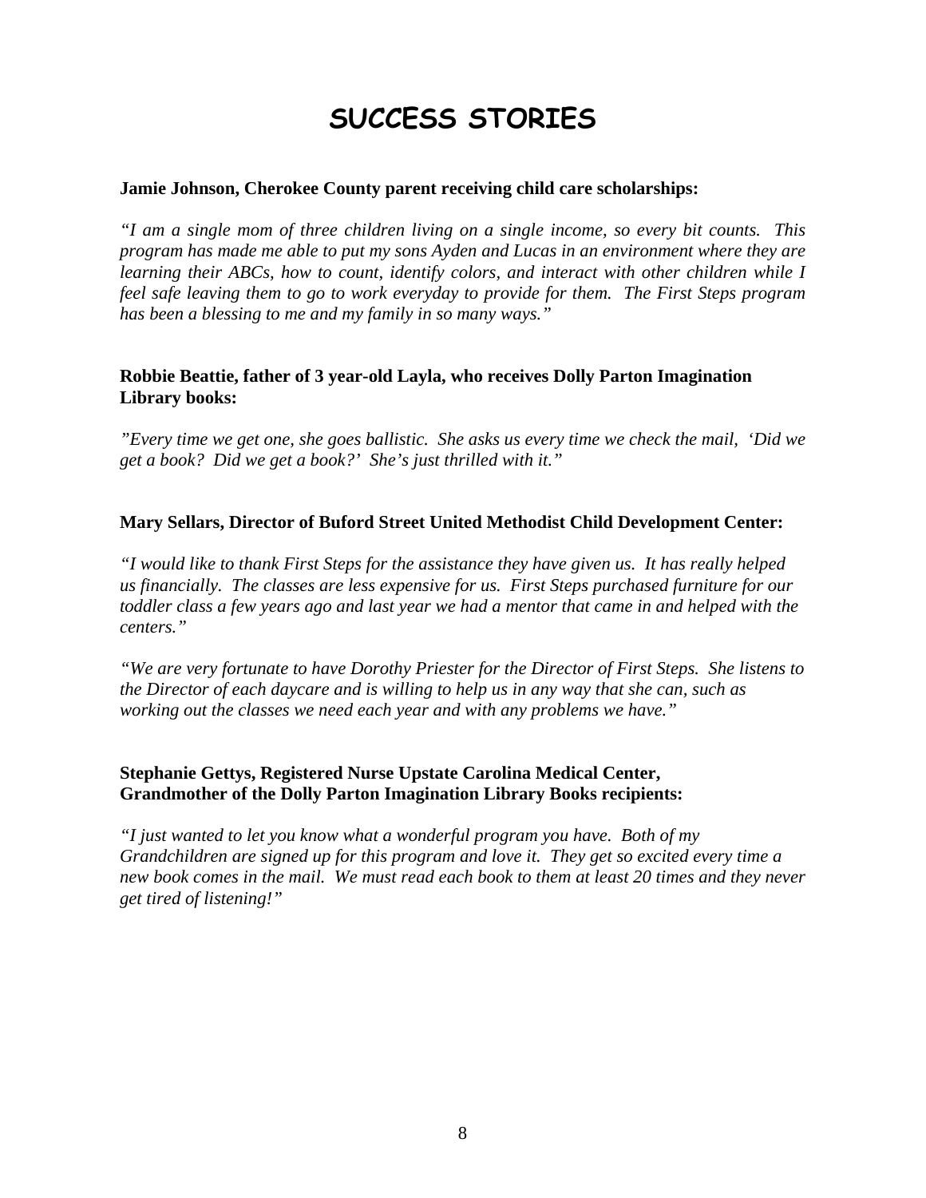# SUCCESS STORIES

**Jamie Johnson, Cherokee County parent receiving child care scholarships:**

*"I am a single mom of three children living on a single income, so every bit counts. This program has made me able to put my sons Ayden and Lucas in an environment where they are learning their ABCs, how to count, identify colors, and interact with other children while I feel safe leaving them to go to work everyday to provide for them. The First Steps program has been a blessing to me and my family in so many ways."*

**Robbie Beattie, father of 3 year-old Layla, who receives Dolly Parton Imagination Library books:**

*"Every time we get one, she goes ballistic. She asks us every time we check the mail, 'Did we get a book? Did we get a book?' She's just thrilled with it."*

**Mary Sellars, Director of Buford Street United Methodist Child Development Center:**

*"I would like to thank First Steps for the assistance they have given us. It has really helped us financially. The classes are less expensive for us. First Steps purchased furniture for our toddler class a few years ago and last year we had a mentor that came in and helped with the centers."*

*"We are very fortunate to have Dorothy Priester for the Director of First Steps. She listens to the Director of each daycare and is willing to help us in any way that she can, such as working out the classes we need each year and with any problems we have."*

**Stephanie Gettys, Registered Nurse Upstate Carolina Medical Center, Grandmother of the Dolly Parton Imagination Library Books recipients:**

*"I just wanted to let you know what a wonderful program you have. Both of my Grandchildren are signed up for this program and love it. They get so excited every time a new book comes in the mail. We must read each book to them at least 20 times and they never get tired of listening!"*